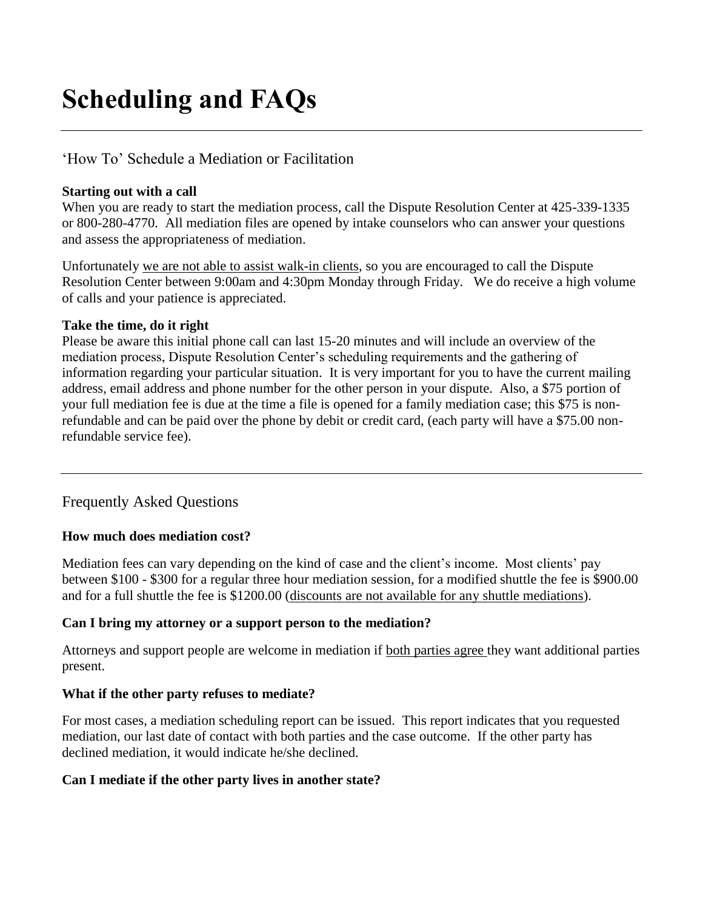# Scheduling and FAQs

---

## 'How To' Schedule a Mediation or Facilitation

**Starting out with a call**
When you are ready to start the mediation process, call the Dispute Resolution Center at 425-339-1335 or 800-280-4770. All mediation files are opened by intake counselors who can answer your questions and assess the appropriateness of mediation.

Unfortunately <u>we are not able to assist walk-in clients</u>, so you are encouraged to call the Dispute Resolution Center between 9:00am and 4:30pm Monday through Friday. We do receive a high volume of calls and your patience is appreciated.

**Take the time, do it right**
Please be aware this initial phone call can last 15-20 minutes and will include an overview of the mediation process, Dispute Resolution Center's scheduling requirements and the gathering of information regarding your particular situation. It is very important for you to have the current mailing address, email address and phone number for the other person in your dispute. Also, a $75 portion of your full mediation fee is due at the time a file is opened for a family mediation case; this $75 is non-refundable and can be paid over the phone by debit or credit card, (each party will have a $75.00 non-refundable service fee).

---

## Frequently Asked Questions

**How much does mediation cost?**

Mediation fees can vary depending on the kind of case and the client's income. Most clients' pay between $100 - $300 for a regular three hour mediation session, for a modified shuttle the fee is $900.00 and for a full shuttle the fee is $1200.00 (<u>discounts are not available for any shuttle mediations</u>).

**Can I bring my attorney or a support person to the mediation?**

Attorneys and support people are welcome in mediation if <u>both parties agree</u> they want additional parties present.

**What if the other party refuses to mediate?**

For most cases, a mediation scheduling report can be issued. This report indicates that you requested mediation, our last date of contact with both parties and the case outcome. If the other party has declined mediation, it would indicate he/she declined.

**Can I mediate if the other party lives in another state?**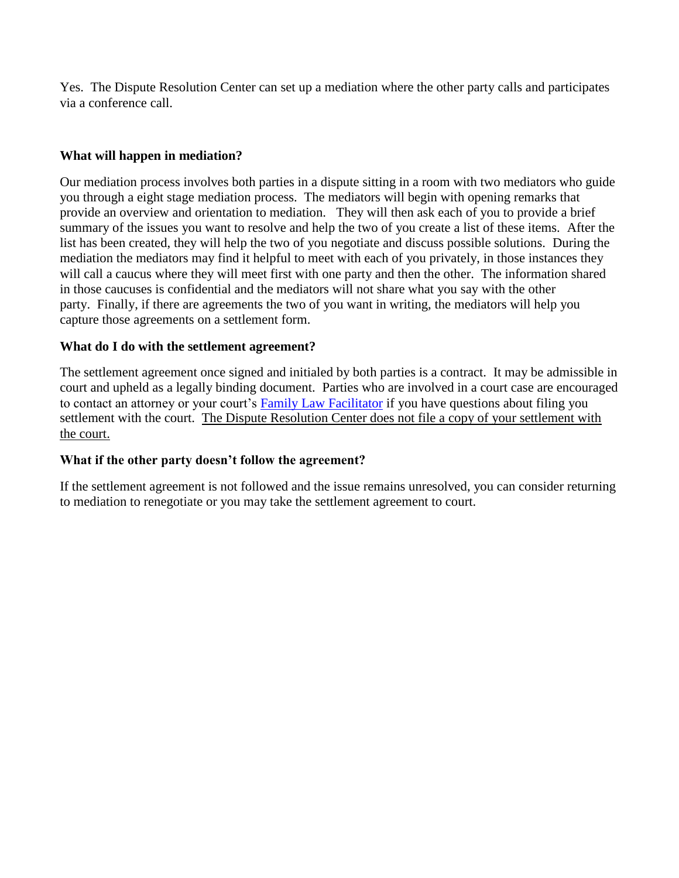Yes. The Dispute Resolution Center can set up a mediation where the other party calls and participates via a conference call.

### What will happen in mediation?

Our mediation process involves both parties in a dispute sitting in a room with two mediators who guide you through a eight stage mediation process. The mediators will begin with opening remarks that provide an overview and orientation to mediation. They will then ask each of you to provide a brief summary of the issues you want to resolve and help the two of you create a list of these items. After the list has been created, they will help the two of you negotiate and discuss possible solutions. During the mediation the mediators may find it helpful to meet with each of you privately, in those instances they will call a caucus where they will meet first with one party and then the other. The information shared in those caucuses is confidential and the mediators will not share what you say with the other party. Finally, if there are agreements the two of you want in writing, the mediators will help you capture those agreements on a settlement form.

### What do I do with the settlement agreement?

The settlement agreement once signed and initialed by both parties is a contract. It may be admissible in court and upheld as a legally binding document. Parties who are involved in a court case are encouraged to contact an attorney or your court's Family Law Facilitator if you have questions about filing you settlement with the court. The Dispute Resolution Center does not file a copy of your settlement with the court.

### What if the other party doesn't follow the agreement?

If the settlement agreement is not followed and the issue remains unresolved, you can consider returning to mediation to renegotiate or you may take the settlement agreement to court.